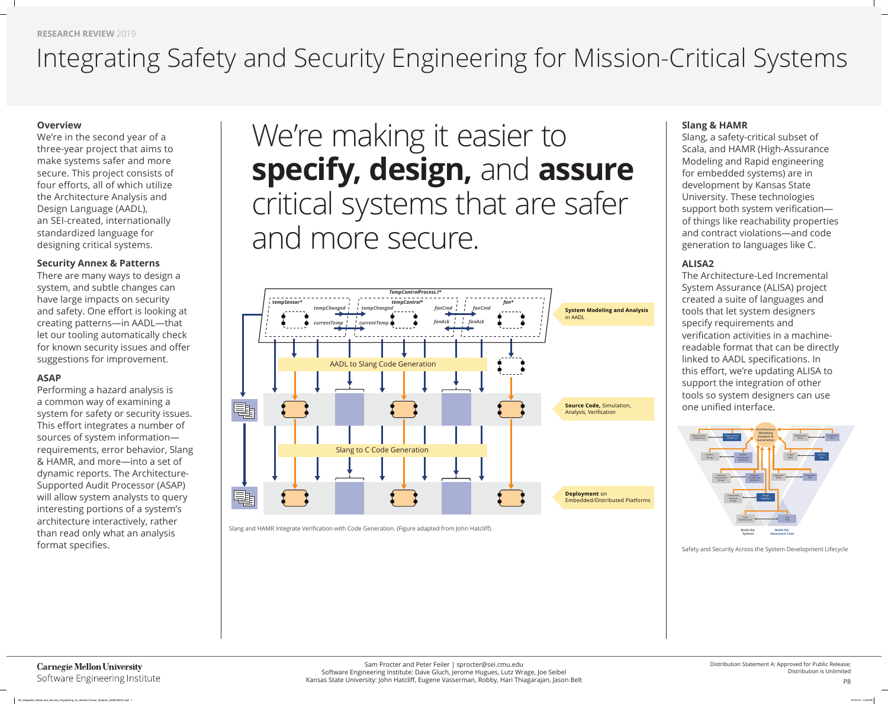RESEARCH REVIEW 2019

# Integrating Safety and Security Engineering for Mission-Critical Systems

### Overview

We're in the second year of a three-year project that aims to make systems safer and more secure. This project consists of four efforts, all of which utilize the Architecture Analysis and Design Language (AADL), an SEI-created, internationally standardized language for designing critical systems.

### Security Annex & Patterns

There are many ways to design a system, and subtle changes can have large impacts on security and safety. One effort is looking at creating patterns—in AADL—that let our tooling automatically check for known security issues and offer suggestions for improvement.

### ASAP

Performing a hazard analysis is a common way of examining a system for safety or security issues. This effort integrates a number of sources of system information—requirements, error behavior, Slang & HAMR, and more—into a set of dynamic reports. The Architecture-Supported Audit Processor (ASAP) will allow system analysts to query interesting portions of a system's architecture interactively, rather than read only what an analysis format specifies.

## We're making it easier to **specify, design,** and **assure** critical systems that are safer and more secure.

Slang and HAMR Integrate Verification with Code Generation. (Figure adapted from John Hatcliff).

### Slang & HAMR

Slang, a safety-critical subset of Scala, and HAMR (High-Assurance Modeling and Rapid engineering for embedded systems) are in development by Kansas State University. These technologies support both system verification—of things like reachability properties and contract violations—and code generation to languages like C.

### ALISA2

The Architecture-Led Incremental System Assurance (ALISA) project created a suite of languages and tools that let system designers specify requirements and verification activities in a machine-readable format that can be directly linked to AADL specifications. In this effort, we're updating ALISA to support the integration of other tools so system designers can use one unified interface.

Safety and Security Across the System Development Lifecycle

Carnegie Mellon University
Software Engineering Institute

Sam Procter and Peter Feiler | sprocter@sei.cmu.edu
Software Engineering Institute: Dave Gluch, Jerome Hugues, Lutz Wrage, Joe Seibel
Kansas State University: John Hatcliff, Eugene Vasserman, Robby, Hari Thiagarajan, Jason Belt

Distribution Statement A: Approved for Public Release; Distribution is Unlimited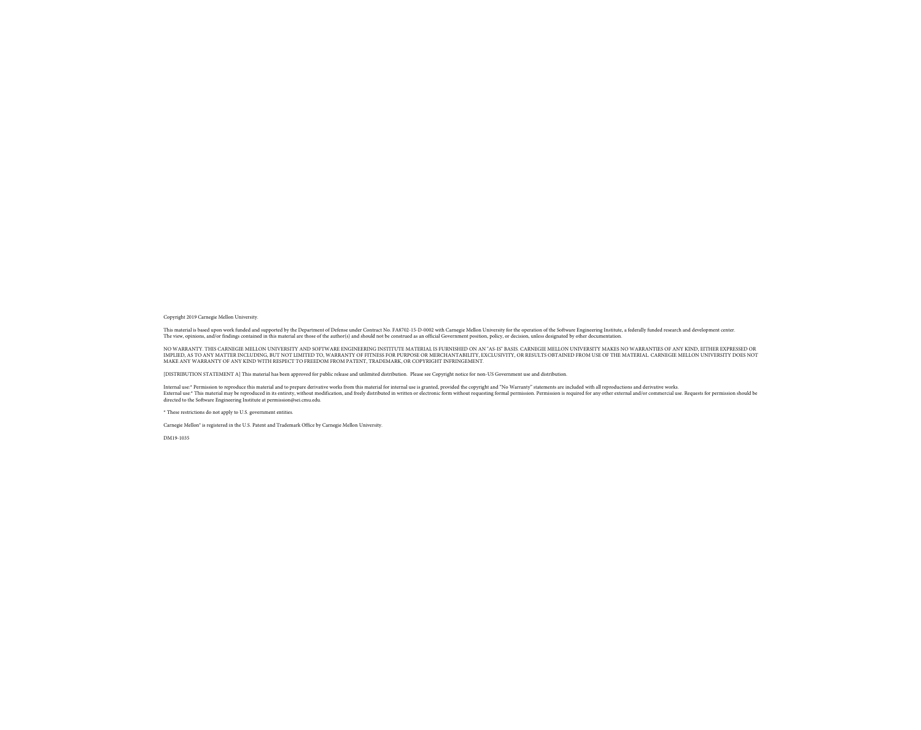Copyright 2019 Carnegie Mellon University.

This material is based upon work funded and supported by the Department of Defense under Contract No. FA8702-15-D-0002 with Carnegie Mellon University for the operation of the Software Engineering Institute, a federally funded research and development center.
The view, opinions, and/or findings contained in this material are those of the author(s) and should not be construed as an official Government position, policy, or decision, unless designated by other documentation.

NO WARRANTY. THIS CARNEGIE MELLON UNIVERSITY AND SOFTWARE ENGINEERING INSTITUTE MATERIAL IS FURNISHED ON AN "AS-IS" BASIS. CARNEGIE MELLON UNIVERSITY MAKES NO WARRANTIES OF ANY KIND, EITHER EXPRESSED OR IMPLIED, AS TO ANY MATTER INCLUDING, BUT NOT LIMITED TO, WARRANTY OF FITNESS FOR PURPOSE OR MERCHANTABILITY, EXCLUSIVITY, OR RESULTS OBTAINED FROM USE OF THE MATERIAL. CARNEGIE MELLON UNIVERSITY DOES NOT MAKE ANY WARRANTY OF ANY KIND WITH RESPECT TO FREEDOM FROM PATENT, TRADEMARK, OR COPYRIGHT INFRINGEMENT.

[DISTRIBUTION STATEMENT A] This material has been approved for public release and unlimited distribution. Please see Copyright notice for non-US Government use and distribution.

Internal use:* Permission to reproduce this material and to prepare derivative works from this material for internal use is granted, provided the copyright and "No Warranty" statements are included with all reproductions and derivative works.
External use:* This material may be reproduced in its entirety, without modification, and freely distributed in written or electronic form without requesting formal permission. Permission is required for any other external and/or commercial use. Requests for permission should be directed to the Software Engineering Institute at permission@sei.cmu.edu.

* These restrictions do not apply to U.S. government entities.

Carnegie Mellon® is registered in the U.S. Patent and Trademark Office by Carnegie Mellon University.

DM19-1035